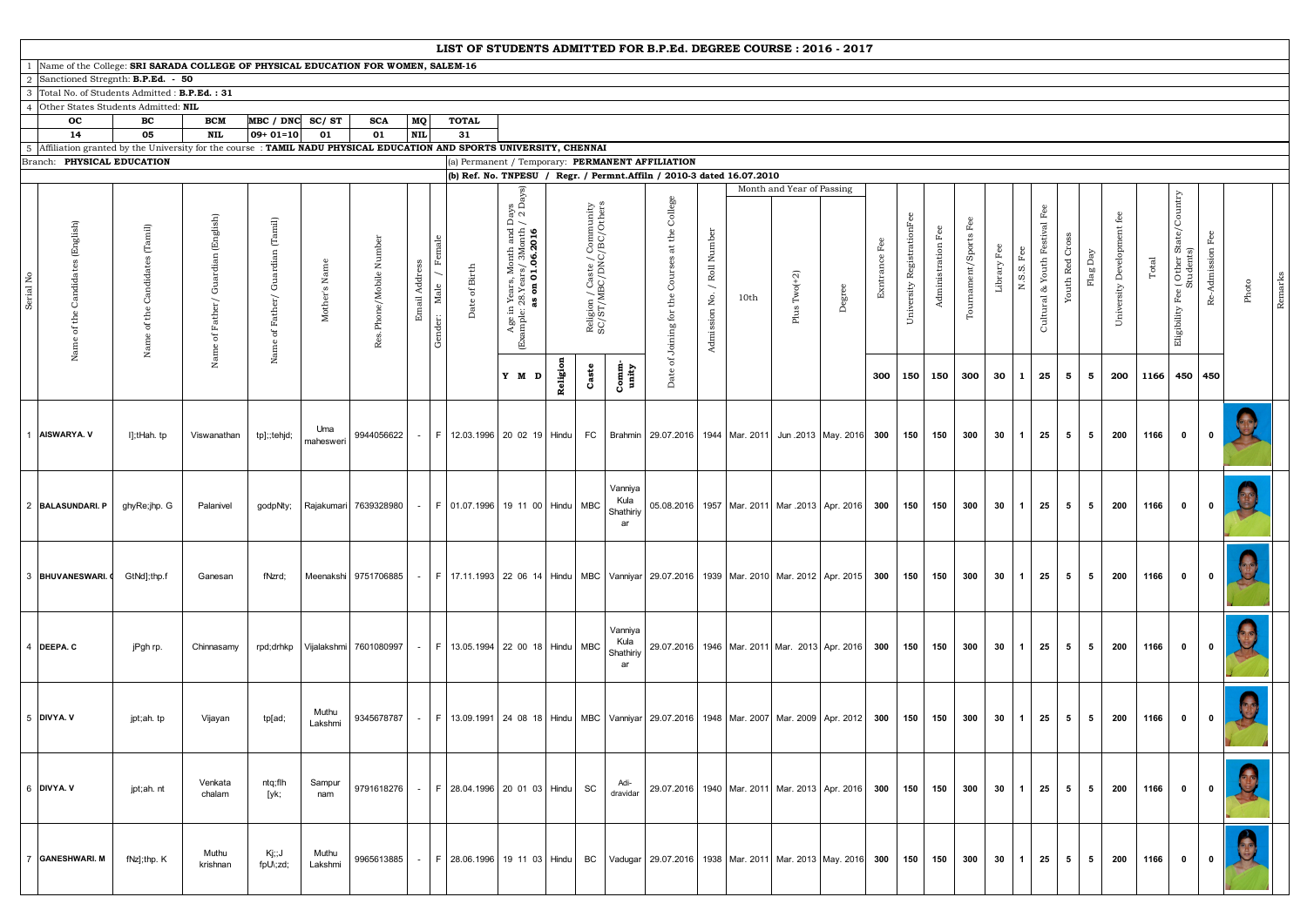# LIST OF STUDENTS ADMITTED FOR B.P.Ed. DEGREE COURSE : 2016 - 2017

1 Name of the College: **SRI SARADA COLLEGE OF PHYSICAL EDUCATION FOR WOMEN, SALEM-16**

2 Sanctioned Stregnth: **B.P.Ed. - 50**

3 Total No. of Students Admitted : **B.P.Ed. : 31**

4 Other States Students Admitted: **NIL**

| OC | BC | BCM | MBC / DNC | SC/ ST | SCA | MQ | TOTAL |
|---|---|---|---|---|---|---|---|
| 14 | 05 | NIL | 09+ 01=10 | 01 | 01 | NIL | 31 |

5 Affiliation granted by the University for the course : **TAMIL NADU PHYSICAL EDUCATION AND SPORTS UNIVERSITY, CHENNAI**

Branch: **PHYSICAL EDUCATION**

(a) Permanent / Temporary: **PERMANENT AFFILIATION**

**(b) Ref. No. TNPESU / Regr. / Permnt.Affiln / 2010-3 dated 16.07.2010**

| Serial No | Name of the Candidates (English) | Name of the Candidates (Tamil) | Name of Father/ Guardian (English) | Name of Father/ Guardian (Tamil) | Mother's Name | Res. Phone/Mobile Number | Email Address | Gender: Male / Female | Date of Birth | Age in Years, Month and Days (Example: 28.Years / 3Month / 2 Days) as on 01.06.2016 Y M D | Religion / Caste / Community SC/ST/MBC/DNC/BC/Others Religion | Caste | Comm-unity | Date of Joining for the Courses at the College | Admission No. / Roll Number | Month and Year of Passing 10th | Plus Two(+2) | Degree | Exntrance Fee 300 | University RegistrationFee 150 | Administration Fee 150 | Tournament/Sports Fee 300 | Library Fee 30 | N.S.S. Fee 1 | Cultural & Youth Festival Fee 25 | Youth Red Cross 5 | Flag Day 5 | University Development fee 200 | Total 1166 | Eligibility Fee ( Other State/Country Students) 450 | Re-Admission Fee 450 | Photo | Remarks |
|---|---|---|---|---|---|---|---|---|---|---|---|---|---|---|---|---|---|---|---|---|---|---|---|---|---|---|---|---|---|---|---|---|---|
| 1 | AISWARYA. V | I];tHah. tp | Viswanathan | tp];;tehjd; | Uma mahesweri | 9944056622 | - | F | 12.03.1996 | 20 02 19 | Hindu | FC | Brahmin | 29.07.2016 | 1944 | Mar. 2011 | Jun .2013 | May. 2016 | 300 | 150 | 150 | 300 | 30 | 1 | 25 | 5 | 5 | 200 | 1166 | 0 | 0 | | |
| 2 | BALASUNDARI. P | ghyRe;jhp. G | Palanivel | godpNty; | Rajakumari | 7639328980 | - | F | 01.07.1996 | 19 11 00 | Hindu | MBC | Vanniya Kula Shathiriyar | 05.08.2016 | 1957 | Mar. 2011 | Mar .2013 | Apr. 2016 | 300 | 150 | 150 | 300 | 30 | 1 | 25 | 5 | 5 | 200 | 1166 | 0 | 0 | | |
| 3 | BHUVANESWARI. C | GtNd];thp.f | Ganesan | fNzrd; | Meenakshi | 9751706885 | - | F | 17.11.1993 | 22 06 14 | Hindu | MBC | Vanniyar | 29.07.2016 | 1939 | Mar. 2010 | Mar. 2012 | Apr. 2015 | 300 | 150 | 150 | 300 | 30 | 1 | 25 | 5 | 5 | 200 | 1166 | 0 | 0 | | |
| 4 | DEEPA. C | jPgh rp. | Chinnasamy | rpd;drhkp | Vijalakshmi | 7601080997 | - | F | 13.05.1994 | 22 00 18 | Hindu | MBC | Vanniya Kula Shathiriyar | 29.07.2016 | 1946 | Mar. 2011 | Mar. 2013 | Apr. 2016 | 300 | 150 | 150 | 300 | 30 | 1 | 25 | 5 | 5 | 200 | 1166 | 0 | 0 | | |
| 5 | DIVYA. V | jpt;ah. tp | Vijayan | tp[ad; | Muthu Lakshmi | 9345678787 | - | F | 13.09.1991 | 24 08 18 | Hindu | MBC | Vanniyar | 29.07.2016 | 1948 | Mar. 2007 | Mar. 2009 | Apr. 2012 | 300 | 150 | 150 | 300 | 30 | 1 | 25 | 5 | 5 | 200 | 1166 | 0 | 0 | | |
| 6 | DIVYA. V | jpt;ah. nt | Venkata chalam | ntq;flh [yk; | Sampurnam | 9791618276 | - | F | 28.04.1996 | 20 01 03 | Hindu | SC | Adi-dravidar | 29.07.2016 | 1940 | Mar. 2011 | Mar. 2013 | Apr. 2016 | 300 | 150 | 150 | 300 | 30 | 1 | 25 | 5 | 5 | 200 | 1166 | 0 | 0 | | |
| 7 | GANESHWARI. M | fNz];thp. K | Muthu krishnan | Kj;;J fpU\;zd; | Muthu Lakshmi | 9965613885 | - | F | 28.06.1996 | 19 11 03 | Hindu | BC | Vadugar | 29.07.2016 | 1938 | Mar. 2011 | Mar. 2013 | May. 2016 | 300 | 150 | 150 | 300 | 30 | 1 | 25 | 5 | 5 | 200 | 1166 | 0 | 0 | | |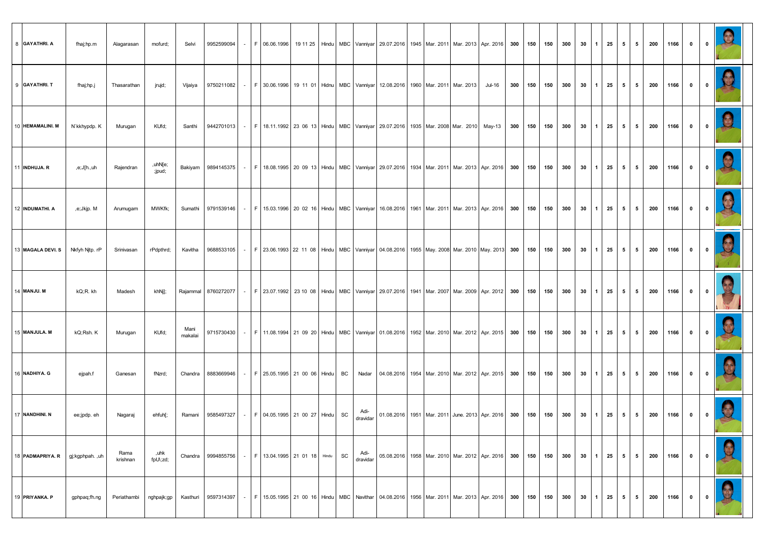| 8 | GAYATHRI. A | fhaj;hp.m | Alagarasan | mofurd; | Selvi | 9952599094 | - | F | 06.06.1996 | 19 11 25 | Hindu | MBC | Vanniyar | 29.07.2016 | 1945 | Mar. 2011 | Mar. 2013 | Apr. 2016 | 300 | 150 | 150 | 300 | 30 | 1 | 25 | 5 | 5 | 200 | 1166 | 0 | 0 | |
|---|---|---|---|---|---|---|---|---|---|---|---|---|---|---|---|---|---|---|---|---|---|---|---|---|---|---|---|---|---|---|---|---|
| 9 | GAYATHRI. T | fhaj;hp.j | Thasarathan | jrujd; | Vijaiya | 9750211082 | - | F | 30.06.1996 | 19 11 01 | Hidnu | MBC | Vanniyar | 12.08.2016 | 1960 | Mar. 2011 | Mar. 2013 | Jul-16 | 300 | 150 | 150 | 300 | 30 | 1 | 25 | 5 | 5 | 200 | 1166 | 0 | 0 | |
| 10 | HEMAMALINI. M | N`kkhypdp. K | Murugan | KUfd; | Santhi | 9442701013 | - | F | 18.11.1992 | 23 06 13 | Hindu | MBC | Vanniyar | 29.07.2016 | 1935 | Mar. 2008 | Mar. 2010 | May-13 | 300 | 150 | 150 | 300 | 30 | 1 | 25 | 5 | 5 | 200 | 1166 | 0 | 0 | |
| 11 | INDHUJA. R | ,e;J[h.,uh | Rajendran | ,uhN[e;;jpud; | Bakiyam | 9894145375 | - | F | 18.08.1995 | 20 09 13 | Hindu | MBC | Vanniyar | 29.07.2016 | 1934 | Mar. 2011 | Mar. 2013 | Apr. 2016 | 300 | 150 | 150 | 300 | 30 | 1 | 25 | 5 | 5 | 200 | 1166 | 0 | 0 | |
| 12 | INDUMATHI. A | ,e;Jkjp. M | Arumugam | MWKfk; | Sumathi | 9791539146 | - | F | 15.03.1996 | 20 02 16 | Hindu | MBC | Vanniyar | 16.08.2016 | 1961 | Mar. 2011 | Mar. 2013 | Apr. 2016 | 300 | 150 | 150 | 300 | 30 | 1 | 25 | 5 | 5 | 200 | 1166 | 0 | 0 | |
| 13 | MAGALA DEVI. S | Nkfyh Njtp. rP | Srinivasan | rPdpthrd; | Kavitha | 9688533105 | - | F | 23.06.1993 | 22 11 08 | Hindu | MBC | Vanniyar | 04.08.2016 | 1955 | May. 2008 | Mar. 2010 | May. 2013 | 300 | 150 | 150 | 300 | 30 | 1 | 25 | 5 | 5 | 200 | 1166 | 0 | 0 | |
| 14 | MANJU. M | kQ;R. kh | Madesh | khNj]; | Rajammal | 8760272077 | - | F | 23.07.1992 | 23 10 08 | Hindu | MBC | Vanniyar | 29.07.2016 | 1941 | Mar. 2007 | Mar. 2009 | Apr. 2012 | 300 | 150 | 150 | 300 | 30 | 1 | 25 | 5 | 5 | 200 | 1166 | 0 | 0 | |
| 15 | MANJULA. M | kQ;Rsh. K | Murugan | KUfd; | Mani makalai | 9715730430 | - | F | 11.08.1994 | 21 09 20 | Hindu | MBC | Vanniyar | 01.08.2016 | 1952 | Mar. 2010 | Mar. 2012 | Apr. 2015 | 300 | 150 | 150 | 300 | 30 | 1 | 25 | 5 | 5 | 200 | 1166 | 0 | 0 | |
| 16 | NADHIYA. G | ejpah.f | Ganesan | fNzrd; | Chandra | 8883669946 | - | F | 25.05.1995 | 21 00 06 | Hindu | BC | Nadar | 04.08.2016 | 1954 | Mar. 2010 | Mar. 2012 | Apr. 2015 | 300 | 150 | 150 | 300 | 30 | 1 | 25 | 5 | 5 | 200 | 1166 | 0 | 0 | |
| 17 | NANDHINI. N | ee;jpdp. eh | Nagaraj | ehfuh[; | Ramani | 9585497327 | - | F | 04.05.1995 | 21 00 27 | Hindu | SC | Adi-dravidar | 01.08.2016 | 1951 | Mar. 2011 | June. 2013 | Apr. 2016 | 300 | 150 | 150 | 300 | 30 | 1 | 25 | 5 | 5 | 200 | 1166 | 0 | 0 | |
| 18 | PADMAPRIYA. R | gj;kgphpah. ,uh | Rama krishnan | ,uhk fpU\;zd; | Chandra | 9994855756 | - | F | 13.04.1995 | 21 01 18 | Hindu | SC | Adi-dravidar | 05.08.2016 | 1958 | Mar. 2010 | Mar. 2012 | Apr. 2016 | 300 | 150 | 150 | 300 | 30 | 1 | 25 | 5 | 5 | 200 | 1166 | 0 | 0 | |
| 19 | PRIYANKA. P | gphpaq;fh.ng | Periathambi | nghpajk;gp | Kasthuri | 9597314397 | - | F | 15.05.1995 | 21 00 16 | Hindu | MBC | Navithar | 04.08.2016 | 1956 | Mar. 2011 | Mar. 2013 | Apr. 2016 | 300 | 150 | 150 | 300 | 30 | 1 | 25 | 5 | 5 | 200 | 1166 | 0 | 0 | |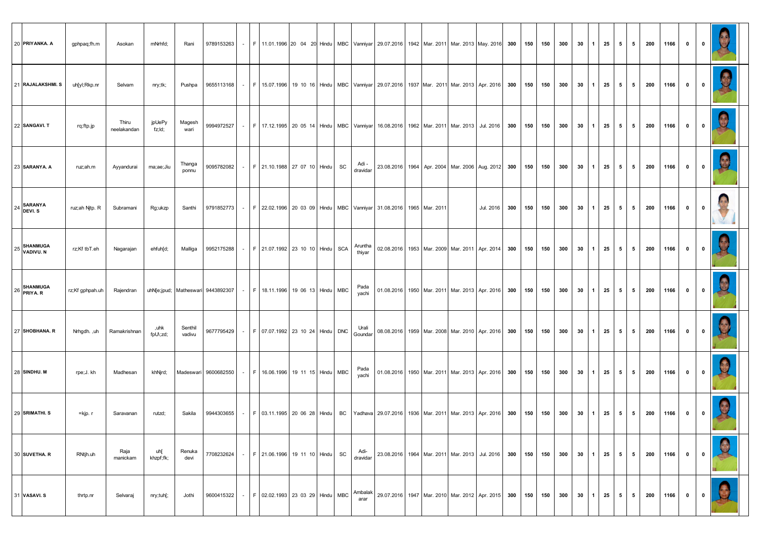| | | | | | | | | | | | | | | | | | | | | | | | | | | | | | | | | | | | | | | |
|---|---|---|---|---|---|---|---|---|---|---|---|---|---|---|---|---|---|---|---|---|---|---|---|---|---|---|---|---|---|---|---|---|---|---|---|---|---|---|
| 20 | PRIYANKA. A | gphpaq;fh.m | Asokan | mNrhfd; | Rani | 9789153263 | - | F | 11.01.1996 | 20 | 04 | 20 | Hindu | MBC | Vanniyar | 29.07.2016 | 1942 | Mar. 2011 | Mar. 2013 | May. 2016 | 300 | 150 | 150 | 300 | 30 | 1 | 25 | 5 | 5 | 200 | 1166 | 0 | 0 | | |
| 21 | RAJALAKSHMI. S | uh[yl;Rkp.nr | Selvam | nry;tk; | Pushpa | 9655113168 | - | F | 15.07.1996 | 19 | 10 | 16 | Hindu | MBC | Vanniyar | 29.07.2016 | 1937 | Mar. 2011 | Mar. 2013 | Apr. 2016 | 300 | 150 | 150 | 300 | 30 | 1 | 25 | 5 | 5 | 200 | 1166 | 0 | 0 | | |
| 22 | SANGAVI. T | rq;ftp.jp | Thiru neelakandan | jpUePy fz;ld; | Magesh wari | 9994972527 | - | F | 17.12.1995 | 20 | 05 | 14 | Hindu | MBC | Vanniyar | 16.08.2016 | 1962 | Mar. 2011 | Mar. 2013 | Jul. 2016 | 300 | 150 | 150 | 300 | 30 | 1 | 25 | 5 | 5 | 200 | 1166 | 0 | 0 | | |
| 23 | SARANYA. A | ruz;ah.m | Ayyandurai | ma;ae;Jiu | Thanga ponnu | 9095782082 | - | F | 21.10.1988 | 27 | 07 | 10 | Hindu | SC | Adi - dravidar | 23.08.2016 | 1964 | Apr. 2004 | Mar. 2006 | Aug. 2012 | 300 | 150 | 150 | 300 | 30 | 1 | 25 | 5 | 5 | 200 | 1166 | 0 | 0 | | |
| 24 | SARANYA DEVI. S | ruz;ah Njtp. R | Subramani | Rg;ukzp | Santhi | 9791852773 | - | F | 22.02.1996 | 20 | 03 | 09 | Hindu | MBC | Vanniyar | 31.08.2016 | 1965 | Mar. 2011 | | Jul. 2016 | 300 | 150 | 150 | 300 | 30 | 1 | 25 | 5 | 5 | 200 | 1166 | 0 | 0 | | |
| 25 | SHANMUGA VADIVU. N | rz;Kf tbT.eh | Nagarajan | ehfuh[d; | Malliga | 9952175288 | - | F | 21.07.1992 | 23 | 10 | 10 | Hindu | SCA | Aruntha thiyar | 02.08.2016 | 1953 | Mar. 2009 | Mar. 2011 | Apr. 2014 | 300 | 150 | 150 | 300 | 30 | 1 | 25 | 5 | 5 | 200 | 1166 | 0 | 0 | | |
| 26 | SHANMUGA PRIYA. R | rz;Kf gphpah.uh | Rajendran | uhN[e;jpud; | Matheswari | 9443892307 | - | F | 18.11.1996 | 19 | 06 | 13 | Hindu | MBC | Pada yachi | 01.08.2016 | 1950 | Mar. 2011 | Mar. 2013 | Apr. 2016 | 300 | 150 | 150 | 300 | 30 | 1 | 25 | 5 | 5 | 200 | 1166 | 0 | 0 | | |
| 27 | SHOBHANA. R | Nrhgdh. ,uh | Ramakrishnan | ,uhk fpU\;zd; | Senthil vadivu | 9677795429 | - | F | 07.07.1992 | 23 | 10 | 24 | Hindu | DNC | Urali Goundar | 08.08.2016 | 1959 | Mar. 2008 | Mar. 2010 | Apr. 2016 | 300 | 150 | 150 | 300 | 30 | 1 | 25 | 5 | 5 | 200 | 1166 | 0 | 0 | | |
| 28 | SINDHU. M | rpe;J. kh | Madhesan | khNjrd; | Madeswari | 9600682550 | - | F | 16.06.1996 | 19 | 11 | 15 | Hindu | MBC | Pada yachi | 01.08.2016 | 1950 | Mar. 2011 | Mar. 2013 | Apr. 2016 | 300 | 150 | 150 | 300 | 30 | 1 | 25 | 5 | 5 | 200 | 1166 | 0 | 0 | | |
| 29 | SRIMATHI. S | =kjp. r | Saravanan | rutzd; | Sakila | 9944303655 | - | F | 03.11.1995 | 20 | 06 | 28 | Hindu | BC | Yadhava | 29.07.2016 | 1936 | Mar. 2011 | Mar. 2013 | Apr. 2016 | 300 | 150 | 150 | 300 | 30 | 1 | 25 | 5 | 5 | 200 | 1166 | 0 | 0 | | |
| 30 | SUVETHA. R | RNtjh.uh | Raja manickam | uh[ khzpf;fk; | Renuka devi | 7708232624 | - | F | 21.06.1996 | 19 | 11 | 10 | Hindu | SC | Adi- dravidar | 23.08.2016 | 1964 | Mar. 2011 | Mar. 2013 | Jul. 2016 | 300 | 150 | 150 | 300 | 30 | 1 | 25 | 5 | 5 | 200 | 1166 | 0 | 0 | | |
| 31 | VASAVI. S | thrtp.nr | Selvaraj | nry;tuh[; | Jothi | 9600415322 | - | F | 02.02.1993 | 23 | 03 | 29 | Hindu | MBC | Ambalak arar | 29.07.2016 | 1947 | Mar. 2010 | Mar. 2012 | Apr. 2015 | 300 | 150 | 150 | 300 | 30 | 1 | 25 | 5 | 5 | 200 | 1166 | 0 | 0 | | |